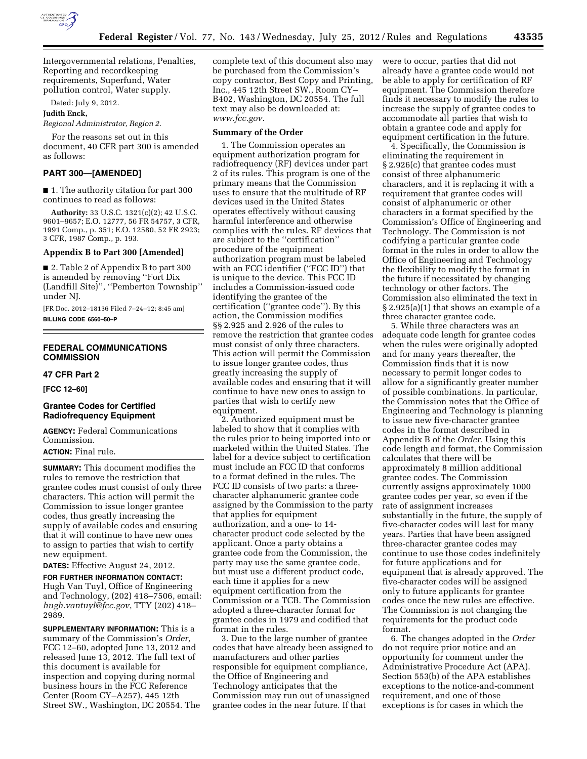Intergovernmental relations, Penalties, Reporting and recordkeeping requirements, Superfund, Water pollution control, Water supply.

Dated: July 9, 2012.

**Judith Enck,**

*Regional Administrator, Region 2.*

For the reasons set out in this document, 40 CFR part 300 is amended as follows:

## PART 300—[AMENDED]

■ 1. The authority citation for part 300 continues to read as follows:

**Authority:** 33 U.S.C. 1321(c)(2); 42 U.S.C. 9601–9657; E.O. 12777, 56 FR 54757, 3 CFR, 1991 Comp., p. 351; E.O. 12580, 52 FR 2923; 3 CFR, 1987 Comp., p. 193.

### Appendix B to Part 300 [Amended]

■ 2. Table 2 of Appendix B to part 300 is amended by removing ''Fort Dix (Landfill Site)'', ''Pemberton Township'' under NJ.

[FR Doc. 2012–18136 Filed 7–24–12; 8:45 am]

**BILLING CODE 6560–50–P**

---

## FEDERAL COMMUNICATIONS COMMISSION

### 47 CFR Part 2

**[FCC 12–60]**

### Grantee Codes for Certified Radiofrequency Equipment

**AGENCY:** Federal Communications Commission.

**ACTION:** Final rule.

**SUMMARY:** This document modifies the rules to remove the restriction that grantee codes must consist of only three characters. This action will permit the Commission to issue longer grantee codes, thus greatly increasing the supply of available codes and ensuring that it will continue to have new ones to assign to parties that wish to certify new equipment.

**DATES:** Effective August 24, 2012.

**FOR FURTHER INFORMATION CONTACT:** Hugh Van Tuyl, Office of Engineering and Technology, (202) 418–7506, email: *hugh.vantuyl@fcc.gov*, TTY (202) 418–2989.

**SUPPLEMENTARY INFORMATION:** This is a summary of the Commission's *Order,* FCC 12–60, adopted June 13, 2012 and released June 13, 2012. The full text of this document is available for inspection and copying during normal business hours in the FCC Reference Center (Room CY–A257), 445 12th Street SW., Washington, DC 20554. The complete text of this document also may be purchased from the Commission's copy contractor, Best Copy and Printing, Inc., 445 12th Street SW., Room CY–B402, Washington, DC 20554. The full text may also be downloaded at: *www.fcc.gov.*

### Summary of the Order

1. The Commission operates an equipment authorization program for radiofrequency (RF) devices under part 2 of its rules. This program is one of the primary means that the Commission uses to ensure that the multitude of RF devices used in the United States operates effectively without causing harmful interference and otherwise complies with the rules. RF devices that are subject to the ''certification'' procedure of the equipment authorization program must be labeled with an FCC identifier (''FCC ID'') that is unique to the device. This FCC ID includes a Commission-issued code identifying the grantee of the certification (''grantee code''). By this action, the Commission modifies §§ 2.925 and 2.926 of the rules to remove the restriction that grantee codes must consist of only three characters. This action will permit the Commission to issue longer grantee codes, thus greatly increasing the supply of available codes and ensuring that it will continue to have new ones to assign to parties that wish to certify new equipment.

2. Authorized equipment must be labeled to show that it complies with the rules prior to being imported into or marketed within the United States. The label for a device subject to certification must include an FCC ID that conforms to a format defined in the rules. The FCC ID consists of two parts: a three-character alphanumeric grantee code assigned by the Commission to the party that applies for equipment authorization, and a one- to 14-character product code selected by the applicant. Once a party obtains a grantee code from the Commission, the party may use the same grantee code, but must use a different product code, each time it applies for a new equipment certification from the Commission or a TCB. The Commission adopted a three-character format for grantee codes in 1979 and codified that format in the rules.

3. Due to the large number of grantee codes that have already been assigned to manufacturers and other parties responsible for equipment compliance, the Office of Engineering and Technology anticipates that the Commission may run out of unassigned grantee codes in the near future. If that were to occur, parties that did not already have a grantee code would not be able to apply for certification of RF equipment. The Commission therefore finds it necessary to modify the rules to increase the supply of grantee codes to accommodate all parties that wish to obtain a grantee code and apply for equipment certification in the future.

4. Specifically, the Commission is eliminating the requirement in § 2.926(c) that grantee codes must consist of three alphanumeric characters, and it is replacing it with a requirement that grantee codes will consist of alphanumeric or other characters in a format specified by the Commission's Office of Engineering and Technology. The Commission is not codifying a particular grantee code format in the rules in order to allow the Office of Engineering and Technology the flexibility to modify the format in the future if necessitated by changing technology or other factors. The Commission also eliminated the text in § 2.925(a)(1) that shows an example of a three character grantee code.

5. While three characters was an adequate code length for grantee codes when the rules were originally adopted and for many years thereafter, the Commission finds that it is now necessary to permit longer codes to allow for a significantly greater number of possible combinations. In particular, the Commission notes that the Office of Engineering and Technology is planning to issue new five-character grantee codes in the format described in Appendix B of the *Order.* Using this code length and format, the Commission calculates that there will be approximately 8 million additional grantee codes. The Commission currently assigns approximately 1000 grantee codes per year, so even if the rate of assignment increases substantially in the future, the supply of five-character codes will last for many years. Parties that have been assigned three-character grantee codes may continue to use those codes indefinitely for future applications and for equipment that is already approved. The five-character codes will be assigned only to future applicants for grantee codes once the new rules are effective. The Commission is not changing the requirements for the product code format.

6. The changes adopted in the *Order* do not require prior notice and an opportunity for comment under the Administrative Procedure Act (APA). Section 553(b) of the APA establishes exceptions to the notice-and-comment requirement, and one of those exceptions is for cases in which the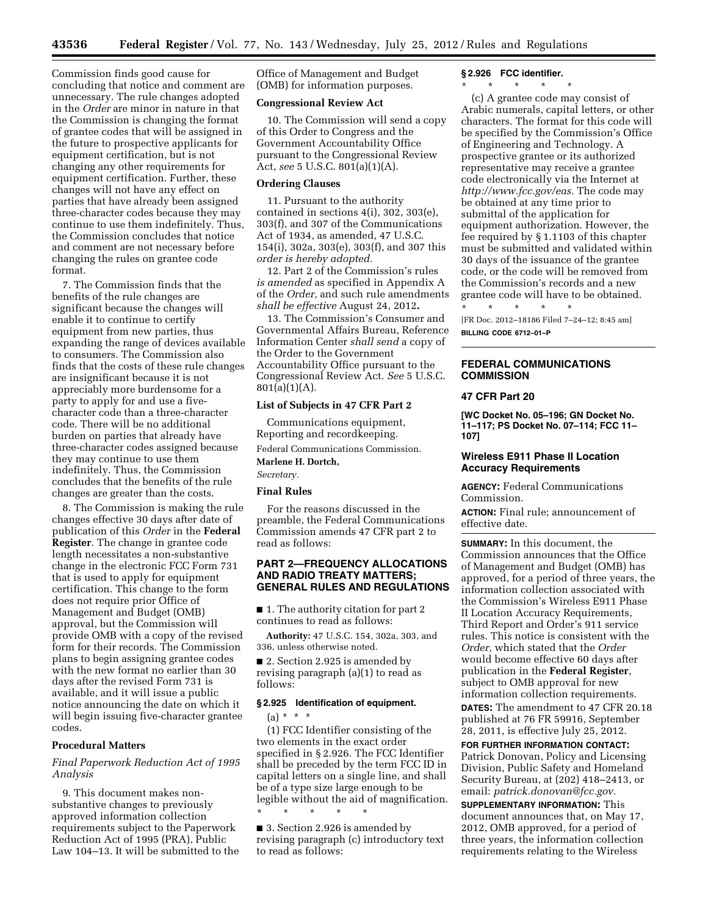Commission finds good cause for concluding that notice and comment are unnecessary. The rule changes adopted in the *Order* are minor in nature in that the Commission is changing the format of grantee codes that will be assigned in the future to prospective applicants for equipment certification, but is not changing any other requirements for equipment certification. Further, these changes will not have any effect on parties that have already been assigned three-character codes because they may continue to use them indefinitely. Thus, the Commission concludes that notice and comment are not necessary before changing the rules on grantee code format.

7. The Commission finds that the benefits of the rule changes are significant because the changes will enable it to continue to certify equipment from new parties, thus expanding the range of devices available to consumers. The Commission also finds that the costs of these rule changes are insignificant because it is not appreciably more burdensome for a party to apply for and use a five-character code than a three-character code. There will be no additional burden on parties that already have three-character codes assigned because they may continue to use them indefinitely. Thus, the Commission concludes that the benefits of the rule changes are greater than the costs.

8. The Commission is making the rule changes effective 30 days after date of publication of this *Order* in the **Federal Register**. The change in grantee code length necessitates a non-substantive change in the electronic FCC Form 731 that is used to apply for equipment certification. This change to the form does not require prior Office of Management and Budget (OMB) approval, but the Commission will provide OMB with a copy of the revised form for their records. The Commission plans to begin assigning grantee codes with the new format no earlier than 30 days after the revised Form 731 is available, and it will issue a public notice announcing the date on which it will begin issuing five-character grantee codes.

## Procedural Matters

*Final Paperwork Reduction Act of 1995 Analysis*

9. This document makes non-substantive changes to previously approved information collection requirements subject to the Paperwork Reduction Act of 1995 (PRA), Public Law 104–13. It will be submitted to the Office of Management and Budget (OMB) for information purposes.

### Congressional Review Act

10. The Commission will send a copy of this Order to Congress and the Government Accountability Office pursuant to the Congressional Review Act, *see* 5 U.S.C. 801(a)(1)(A).

### Ordering Clauses

11. Pursuant to the authority contained in sections 4(i), 302, 303(e), 303(f), and 307 of the Communications Act of 1934, as amended, 47 U.S.C. 154(i), 302a, 303(e), 303(f), and 307 this *order is hereby adopted.*

12. Part 2 of the Commission's rules *is amended* as specified in Appendix A of the *Order,* and such rule amendments *shall be effective* August 24, 2012**.**

13. The Commission's Consumer and Governmental Affairs Bureau, Reference Information Center *shall send* a copy of the Order to the Government Accountability Office pursuant to the Congressional Review Act. *See* 5 U.S.C. 801(a)(1)(A).

### List of Subjects in 47 CFR Part 2

Communications equipment, Reporting and recordkeeping.

Federal Communications Commission.

**Marlene H. Dortch,**

*Secretary.*

### Final Rules

For the reasons discussed in the preamble, the Federal Communications Commission amends 47 CFR part 2 to read as follows:

## PART 2—FREQUENCY ALLOCATIONS AND RADIO TREATY MATTERS; GENERAL RULES AND REGULATIONS

■ 1. The authority citation for part 2 continues to read as follows:

**Authority:** 47 U.S.C. 154, 302a, 303, and 336, unless otherwise noted.

■ 2. Section 2.925 is amended by revising paragraph (a)(1) to read as follows:

### § 2.925 Identification of equipment.

(a) * * *

(1) FCC Identifier consisting of the two elements in the exact order specified in § 2.926. The FCC Identifier shall be preceded by the term FCC ID in capital letters on a single line, and shall be of a type size large enough to be legible without the aid of magnification.

\* \* \* \* \*

■ 3. Section 2.926 is amended by revising paragraph (c) introductory text to read as follows:

### § 2.926 FCC identifier.

\* \* \* \* \*

(c) A grantee code may consist of Arabic numerals, capital letters, or other characters. The format for this code will be specified by the Commission's Office of Engineering and Technology. A prospective grantee or its authorized representative may receive a grantee code electronically via the Internet at *http://www.fcc.gov/eas.* The code may be obtained at any time prior to submittal of the application for equipment authorization. However, the fee required by § 1.1103 of this chapter must be submitted and validated within 30 days of the issuance of the grantee code, or the code will be removed from the Commission's records and a new grantee code will have to be obtained.

\* \* \* \* \*

[FR Doc. 2012–18186 Filed 7–24–12; 8:45 am]

**BILLING CODE 6712–01–P**

---

## FEDERAL COMMUNICATIONS COMMISSION

## 47 CFR Part 20

**[WC Docket No. 05–196; GN Docket No. 11–117; PS Docket No. 07–114; FCC 11–107]**

## Wireless E911 Phase II Location Accuracy Requirements

**AGENCY:** Federal Communications Commission.

**ACTION:** Final rule; announcement of effective date.

**SUMMARY:** In this document, the Commission announces that the Office of Management and Budget (OMB) has approved, for a period of three years, the information collection associated with the Commission's Wireless E911 Phase II Location Accuracy Requirements, Third Report and Order's 911 service rules. This notice is consistent with the *Order,* which stated that the *Order* would become effective 60 days after publication in the **Federal Register**, subject to OMB approval for new information collection requirements.

**DATES:** The amendment to 47 CFR 20.18 published at 76 FR 59916, September 28, 2011, is effective July 25, 2012.

**FOR FURTHER INFORMATION CONTACT:** Patrick Donovan, Policy and Licensing Division, Public Safety and Homeland Security Bureau, at (202) 418–2413, or email: *patrick.donovan@fcc.gov.*

**SUPPLEMENTARY INFORMATION:** This document announces that, on May 17, 2012, OMB approved, for a period of three years, the information collection requirements relating to the Wireless